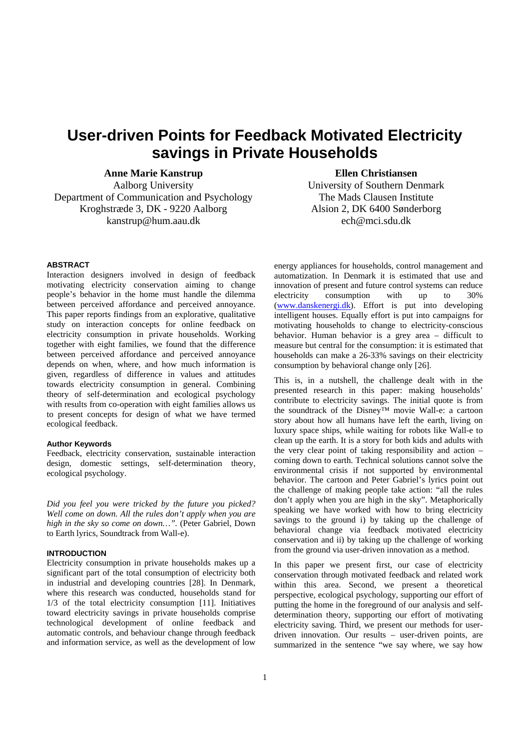# User-driven Points for Feedback Motivated Electricity savings in Private Households

**Anne Marie Kanstrup**
Aalborg University
Department of Communication and Psychology
Kroghstræde 3, DK - 9220 Aalborg
kanstrup@hum.aau.dk

**Ellen Christiansen**
University of Southern Denmark
The Mads Clausen Institute
Alsion 2, DK 6400 Sønderborg
ech@mci.sdu.dk

## ABSTRACT

Interaction designers involved in design of feedback motivating electricity conservation aiming to change people's behavior in the home must handle the dilemma between perceived affordance and perceived annoyance. This paper reports findings from an explorative, qualitative study on interaction concepts for online feedback on electricity consumption in private households. Working together with eight families, we found that the difference between perceived affordance and perceived annoyance depends on when, where, and how much information is given, regardless of difference in values and attitudes towards electricity consumption in general. Combining theory of self-determination and ecological psychology with results from co-operation with eight families allows us to present concepts for design of what we have termed ecological feedback.

### Author Keywords

Feedback, electricity conservation, sustainable interaction design, domestic settings, self-determination theory, ecological psychology.

*Did you feel you were tricked by the future you picked? Well come on down. All the rules don't apply when you are high in the sky so come on down…".* (Peter Gabriel, Down to Earth lyrics, Soundtrack from Wall-e).

## INTRODUCTION

Electricity consumption in private households makes up a significant part of the total consumption of electricity both in industrial and developing countries [28]. In Denmark, where this research was conducted, households stand for 1/3 of the total electricity consumption [11]. Initiatives toward electricity savings in private households comprise technological development of online feedback and automatic controls, and behaviour change through feedback and information service, as well as the development of low energy appliances for households, control management and automatization. In Denmark it is estimated that use and innovation of present and future control systems can reduce electricity consumption with up to 30% (www.danskenergi.dk). Effort is put into developing intelligent houses. Equally effort is put into campaigns for motivating households to change to electricity-conscious behavior. Human behavior is a grey area – difficult to measure but central for the consumption: it is estimated that households can make a 26-33% savings on their electricity consumption by behavioral change only [26].

This is, in a nutshell, the challenge dealt with in the presented research in this paper: making households' contribute to electricity savings. The initial quote is from the soundtrack of the Disney™ movie Wall-e: a cartoon story about how all humans have left the earth, living on luxury space ships, while waiting for robots like Wall-e to clean up the earth. It is a story for both kids and adults with the very clear point of taking responsibility and action – coming down to earth. Technical solutions cannot solve the environmental crisis if not supported by environmental behavior. The cartoon and Peter Gabriel's lyrics point out the challenge of making people take action: "all the rules don't apply when you are high in the sky". Metaphorically speaking we have worked with how to bring electricity savings to the ground i) by taking up the challenge of behavioral change via feedback motivated electricity conservation and ii) by taking up the challenge of working from the ground via user-driven innovation as a method.

In this paper we present first, our case of electricity conservation through motivated feedback and related work within this area. Second, we present a theoretical perspective, ecological psychology, supporting our effort of putting the home in the foreground of our analysis and self-determination theory, supporting our effort of motivating electricity saving. Third, we present our methods for user-driven innovation. Our results – user-driven points, are summarized in the sentence "we say where, we say how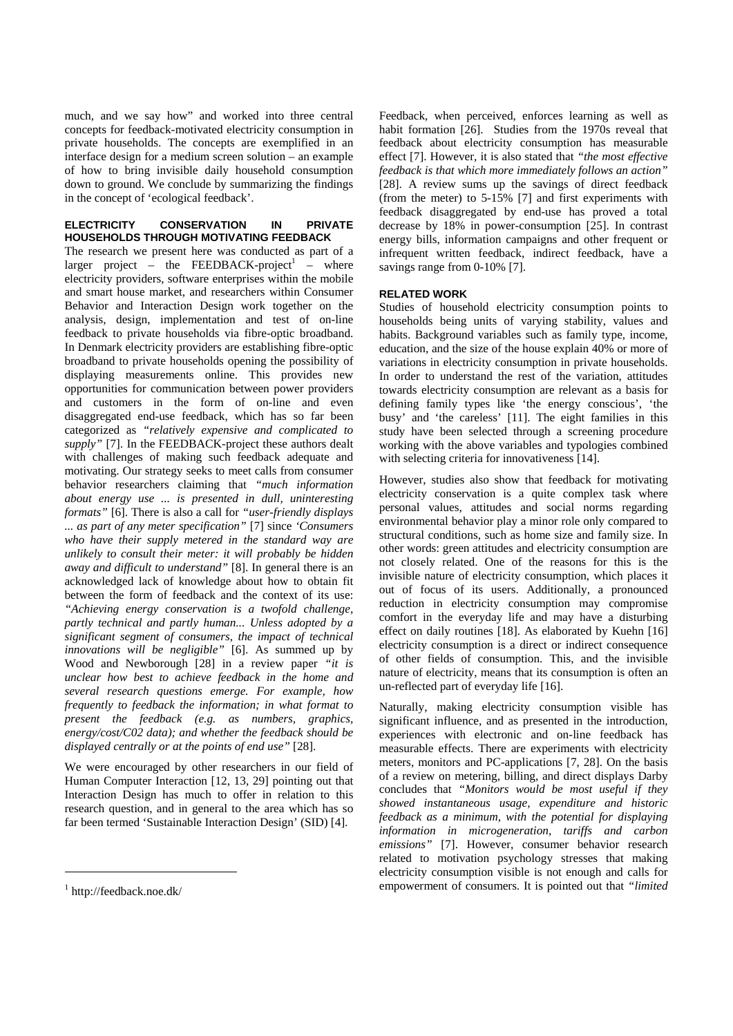much, and we say how" and worked into three central concepts for feedback-motivated electricity consumption in private households. The concepts are exemplified in an interface design for a medium screen solution – an example of how to bring invisible daily household consumption down to ground. We conclude by summarizing the findings in the concept of 'ecological feedback'.

## ELECTRICITY CONSERVATION IN PRIVATE HOUSEHOLDS THROUGH MOTIVATING FEEDBACK

The research we present here was conducted as part of a larger project – the FEEDBACK-project[1] – where electricity providers, software enterprises within the mobile and smart house market, and researchers within Consumer Behavior and Interaction Design work together on the analysis, design, implementation and test of on-line feedback to private households via fibre-optic broadband. In Denmark electricity providers are establishing fibre-optic broadband to private households opening the possibility of displaying measurements online. This provides new opportunities for communication between power providers and customers in the form of on-line and even disaggregated end-use feedback, which has so far been categorized as *"relatively expensive and complicated to supply"* [7]. In the FEEDBACK-project these authors dealt with challenges of making such feedback adequate and motivating. Our strategy seeks to meet calls from consumer behavior researchers claiming that *"much information about energy use ... is presented in dull, uninteresting formats"* [6]. There is also a call for *"user-friendly displays ... as part of any meter specification"* [7] since *'Consumers who have their supply metered in the standard way are unlikely to consult their meter: it will probably be hidden away and difficult to understand"* [8]. In general there is an acknowledged lack of knowledge about how to obtain fit between the form of feedback and the context of its use: *"Achieving energy conservation is a twofold challenge, partly technical and partly human... Unless adopted by a significant segment of consumers, the impact of technical innovations will be negligible"* [6]. As summed up by Wood and Newborough [28] in a review paper *"it is unclear how best to achieve feedback in the home and several research questions emerge. For example, how frequently to feedback the information; in what format to present the feedback (e.g. as numbers, graphics, energy/cost/C02 data); and whether the feedback should be displayed centrally or at the points of end use"* [28].

We were encouraged by other researchers in our field of Human Computer Interaction [12, 13, 29] pointing out that Interaction Design has much to offer in relation to this research question, and in general to the area which has so far been termed 'Sustainable Interaction Design' (SID) [4].

[1] http://feedback.noe.dk/

Feedback, when perceived, enforces learning as well as habit formation [26]. Studies from the 1970s reveal that feedback about electricity consumption has measurable effect [7]. However, it is also stated that *"the most effective feedback is that which more immediately follows an action"* [28]. A review sums up the savings of direct feedback (from the meter) to 5-15% [7] and first experiments with feedback disaggregated by end-use has proved a total decrease by 18% in power-consumption [25]. In contrast energy bills, information campaigns and other frequent or infrequent written feedback, indirect feedback, have a savings range from 0-10% [7].

## RELATED WORK

Studies of household electricity consumption points to households being units of varying stability, values and habits. Background variables such as family type, income, education, and the size of the house explain 40% or more of variations in electricity consumption in private households. In order to understand the rest of the variation, attitudes towards electricity consumption are relevant as a basis for defining family types like 'the energy conscious', 'the busy' and 'the careless' [11]. The eight families in this study have been selected through a screening procedure working with the above variables and typologies combined with selecting criteria for innovativeness [14].

However, studies also show that feedback for motivating electricity conservation is a quite complex task where personal values, attitudes and social norms regarding environmental behavior play a minor role only compared to structural conditions, such as home size and family size. In other words: green attitudes and electricity consumption are not closely related. One of the reasons for this is the invisible nature of electricity consumption, which places it out of focus of its users. Additionally, a pronounced reduction in electricity consumption may compromise comfort in the everyday life and may have a disturbing effect on daily routines [18]. As elaborated by Kuehn [16] electricity consumption is a direct or indirect consequence of other fields of consumption. This, and the invisible nature of electricity, means that its consumption is often an un-reflected part of everyday life [16].

Naturally, making electricity consumption visible has significant influence, and as presented in the introduction, experiences with electronic and on-line feedback has measurable effects. There are experiments with electricity meters, monitors and PC-applications [7, 28]. On the basis of a review on metering, billing, and direct displays Darby concludes that *"Monitors would be most useful if they showed instantaneous usage, expenditure and historic feedback as a minimum, with the potential for displaying information in microgeneration, tariffs and carbon emissions"* [7]. However, consumer behavior research related to motivation psychology stresses that making electricity consumption visible is not enough and calls for empowerment of consumers. It is pointed out that *"limited*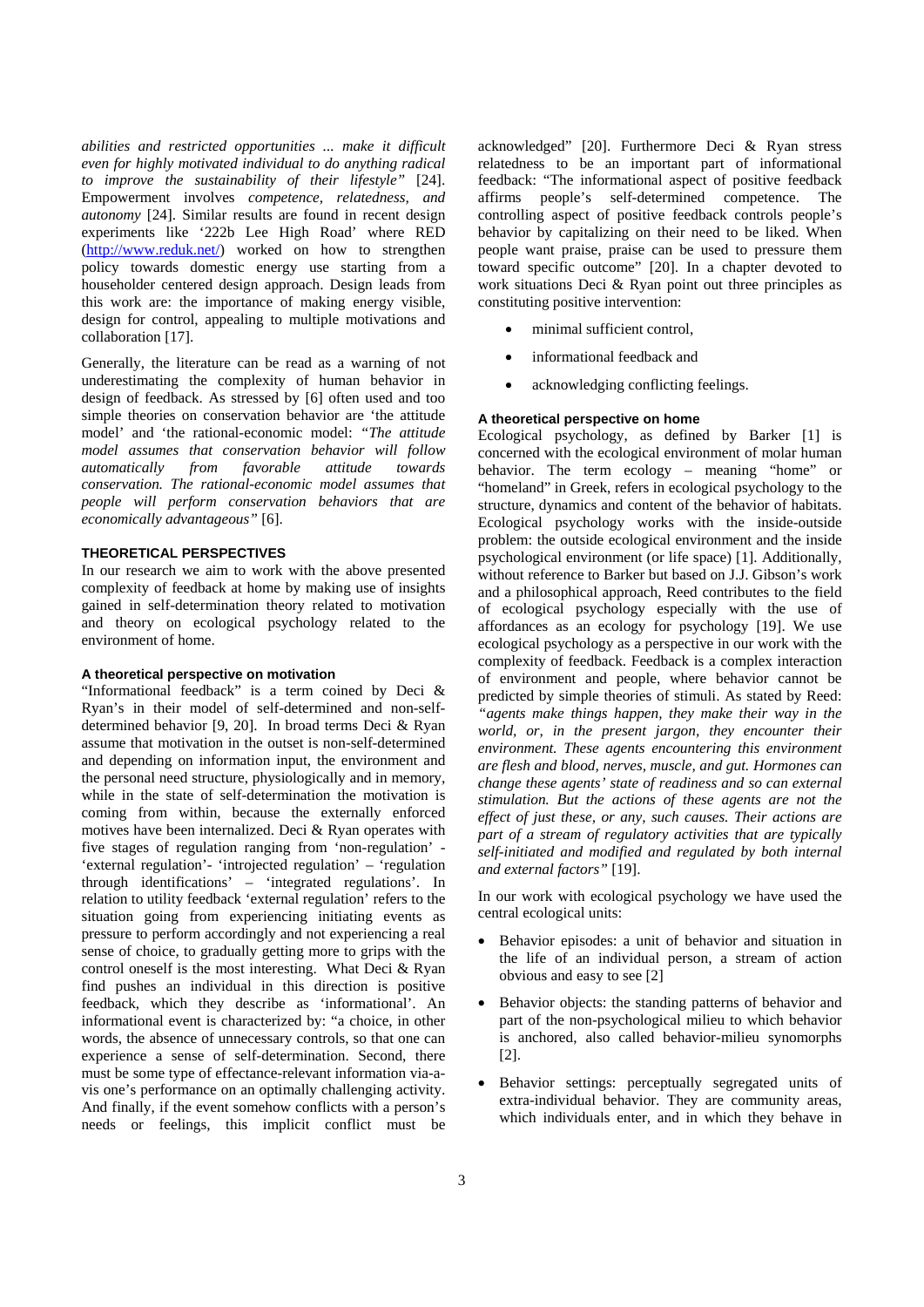*abilities and restricted opportunities ... make it difficult even for highly motivated individual to do anything radical to improve the sustainability of their lifestyle"* [24]. Empowerment involves *competence, relatedness, and autonomy* [24]. Similar results are found in recent design experiments like '222b Lee High Road' where RED (http://www.reduk.net/) worked on how to strengthen policy towards domestic energy use starting from a householder centered design approach. Design leads from this work are: the importance of making energy visible, design for control, appealing to multiple motivations and collaboration [17].

Generally, the literature can be read as a warning of not underestimating the complexity of human behavior in design of feedback. As stressed by [6] often used and too simple theories on conservation behavior are 'the attitude model' and 'the rational-economic model: *"The attitude model assumes that conservation behavior will follow automatically from favorable attitude towards conservation. The rational-economic model assumes that people will perform conservation behaviors that are economically advantageous"* [6].

## THEORETICAL PERSPECTIVES

In our research we aim to work with the above presented complexity of feedback at home by making use of insights gained in self-determination theory related to motivation and theory on ecological psychology related to the environment of home.

### A theoretical perspective on motivation

"Informational feedback" is a term coined by Deci & Ryan's in their model of self-determined and non-self-determined behavior [9, 20]. In broad terms Deci & Ryan assume that motivation in the outset is non-self-determined and depending on information input, the environment and the personal need structure, physiologically and in memory, while in the state of self-determination the motivation is coming from within, because the externally enforced motives have been internalized. Deci & Ryan operates with five stages of regulation ranging from 'non-regulation' - 'external regulation'- 'introjected regulation' – 'regulation through identifications' – 'integrated regulations'. In relation to utility feedback 'external regulation' refers to the situation going from experiencing initiating events as pressure to perform accordingly and not experiencing a real sense of choice, to gradually getting more to grips with the control oneself is the most interesting. What Deci & Ryan find pushes an individual in this direction is positive feedback, which they describe as 'informational'. An informational event is characterized by: "a choice, in other words, the absence of unnecessary controls, so that one can experience a sense of self-determination. Second, there must be some type of effectance-relevant information via-a-vis one's performance on an optimally challenging activity. And finally, if the event somehow conflicts with a person's needs or feelings, this implicit conflict must be acknowledged" [20]. Furthermore Deci & Ryan stress relatedness to be an important part of informational feedback: "The informational aspect of positive feedback affirms people's self-determined competence. The controlling aspect of positive feedback controls people's behavior by capitalizing on their need to be liked. When people want praise, praise can be used to pressure them toward specific outcome" [20]. In a chapter devoted to work situations Deci & Ryan point out three principles as constituting positive intervention:

- minimal sufficient control,
- informational feedback and
- acknowledging conflicting feelings.

### A theoretical perspective on home

Ecological psychology, as defined by Barker [1] is concerned with the ecological environment of molar human behavior. The term ecology – meaning "home" or "homeland" in Greek, refers in ecological psychology to the structure, dynamics and content of the behavior of habitats. Ecological psychology works with the inside-outside problem: the outside ecological environment and the inside psychological environment (or life space) [1]. Additionally, without reference to Barker but based on J.J. Gibson's work and a philosophical approach, Reed contributes to the field of ecological psychology especially with the use of affordances as an ecology for psychology [19]. We use ecological psychology as a perspective in our work with the complexity of feedback. Feedback is a complex interaction of environment and people, where behavior cannot be predicted by simple theories of stimuli. As stated by Reed: *"agents make things happen, they make their way in the world, or, in the present jargon, they encounter their environment. These agents encountering this environment are flesh and blood, nerves, muscle, and gut. Hormones can change these agents' state of readiness and so can external stimulation. But the actions of these agents are not the effect of just these, or any, such causes. Their actions are part of a stream of regulatory activities that are typically self-initiated and modified and regulated by both internal and external factors"* [19].

In our work with ecological psychology we have used the central ecological units:

- Behavior episodes: a unit of behavior and situation in the life of an individual person, a stream of action obvious and easy to see [2]
- Behavior objects: the standing patterns of behavior and part of the non-psychological milieu to which behavior is anchored, also called behavior-milieu synomorphs [2].
- Behavior settings: perceptually segregated units of extra-individual behavior. They are community areas, which individuals enter, and in which they behave in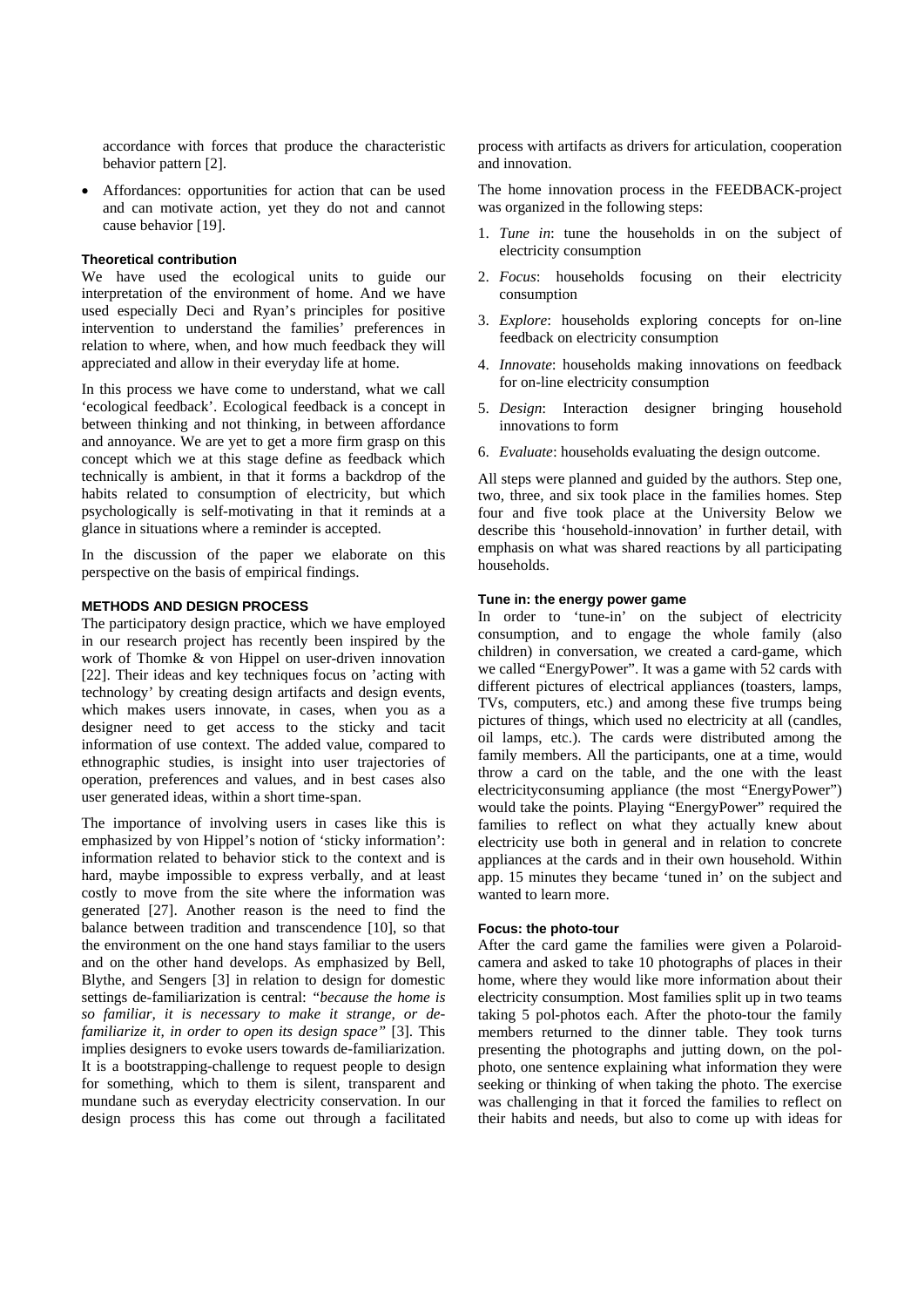accordance with forces that produce the characteristic behavior pattern [2].

- Affordances: opportunities for action that can be used and can motivate action, yet they do not and cannot cause behavior [19].

### Theoretical contribution

We have used the ecological units to guide our interpretation of the environment of home. And we have used especially Deci and Ryan's principles for positive intervention to understand the families' preferences in relation to where, when, and how much feedback they will appreciated and allow in their everyday life at home.

In this process we have come to understand, what we call 'ecological feedback'. Ecological feedback is a concept in between thinking and not thinking, in between affordance and annoyance. We are yet to get a more firm grasp on this concept which we at this stage define as feedback which technically is ambient, in that it forms a backdrop of the habits related to consumption of electricity, but which psychologically is self-motivating in that it reminds at a glance in situations where a reminder is accepted.

In the discussion of the paper we elaborate on this perspective on the basis of empirical findings.

## METHODS AND DESIGN PROCESS

The participatory design practice, which we have employed in our research project has recently been inspired by the work of Thomke & von Hippel on user-driven innovation [22]. Their ideas and key techniques focus on 'acting with technology' by creating design artifacts and design events, which makes users innovate, in cases, when you as a designer need to get access to the sticky and tacit information of use context. The added value, compared to ethnographic studies, is insight into user trajectories of operation, preferences and values, and in best cases also user generated ideas, within a short time-span.

The importance of involving users in cases like this is emphasized by von Hippel's notion of 'sticky information': information related to behavior stick to the context and is hard, maybe impossible to express verbally, and at least costly to move from the site where the information was generated [27]. Another reason is the need to find the balance between tradition and transcendence [10], so that the environment on the one hand stays familiar to the users and on the other hand develops. As emphasized by Bell, Blythe, and Sengers [3] in relation to design for domestic settings de-familiarization is central: *"because the home is so familiar, it is necessary to make it strange, or de-familiarize it, in order to open its design space"* [3]. This implies designers to evoke users towards de-familiarization. It is a bootstrapping-challenge to request people to design for something, which to them is silent, transparent and mundane such as everyday electricity conservation. In our design process this has come out through a facilitated process with artifacts as drivers for articulation, cooperation and innovation.

The home innovation process in the FEEDBACK-project was organized in the following steps:

1. *Tune in*: tune the households in on the subject of electricity consumption
2. *Focus*: households focusing on their electricity consumption
3. *Explore*: households exploring concepts for on-line feedback on electricity consumption
4. *Innovate*: households making innovations on feedback for on-line electricity consumption
5. *Design*: Interaction designer bringing household innovations to form
6. *Evaluate*: households evaluating the design outcome.

All steps were planned and guided by the authors. Step one, two, three, and six took place in the families homes. Step four and five took place at the University Below we describe this 'household-innovation' in further detail, with emphasis on what was shared reactions by all participating households.

### Tune in: the energy power game

In order to 'tune-in' on the subject of electricity consumption, and to engage the whole family (also children) in conversation, we created a card-game, which we called "EnergyPower". It was a game with 52 cards with different pictures of electrical appliances (toasters, lamps, TVs, computers, etc.) and among these five trumps being pictures of things, which used no electricity at all (candles, oil lamps, etc.). The cards were distributed among the family members. All the participants, one at a time, would throw a card on the table, and the one with the least electricityconsuming appliance (the most "EnergyPower") would take the points. Playing "EnergyPower" required the families to reflect on what they actually knew about electricity use both in general and in relation to concrete appliances at the cards and in their own household. Within app. 15 minutes they became 'tuned in' on the subject and wanted to learn more.

### Focus: the photo-tour

After the card game the families were given a Polaroid-camera and asked to take 10 photographs of places in their home, where they would like more information about their electricity consumption. Most families split up in two teams taking 5 pol-photos each. After the photo-tour the family members returned to the dinner table. They took turns presenting the photographs and jutting down, on the pol-photo, one sentence explaining what information they were seeking or thinking of when taking the photo. The exercise was challenging in that it forced the families to reflect on their habits and needs, but also to come up with ideas for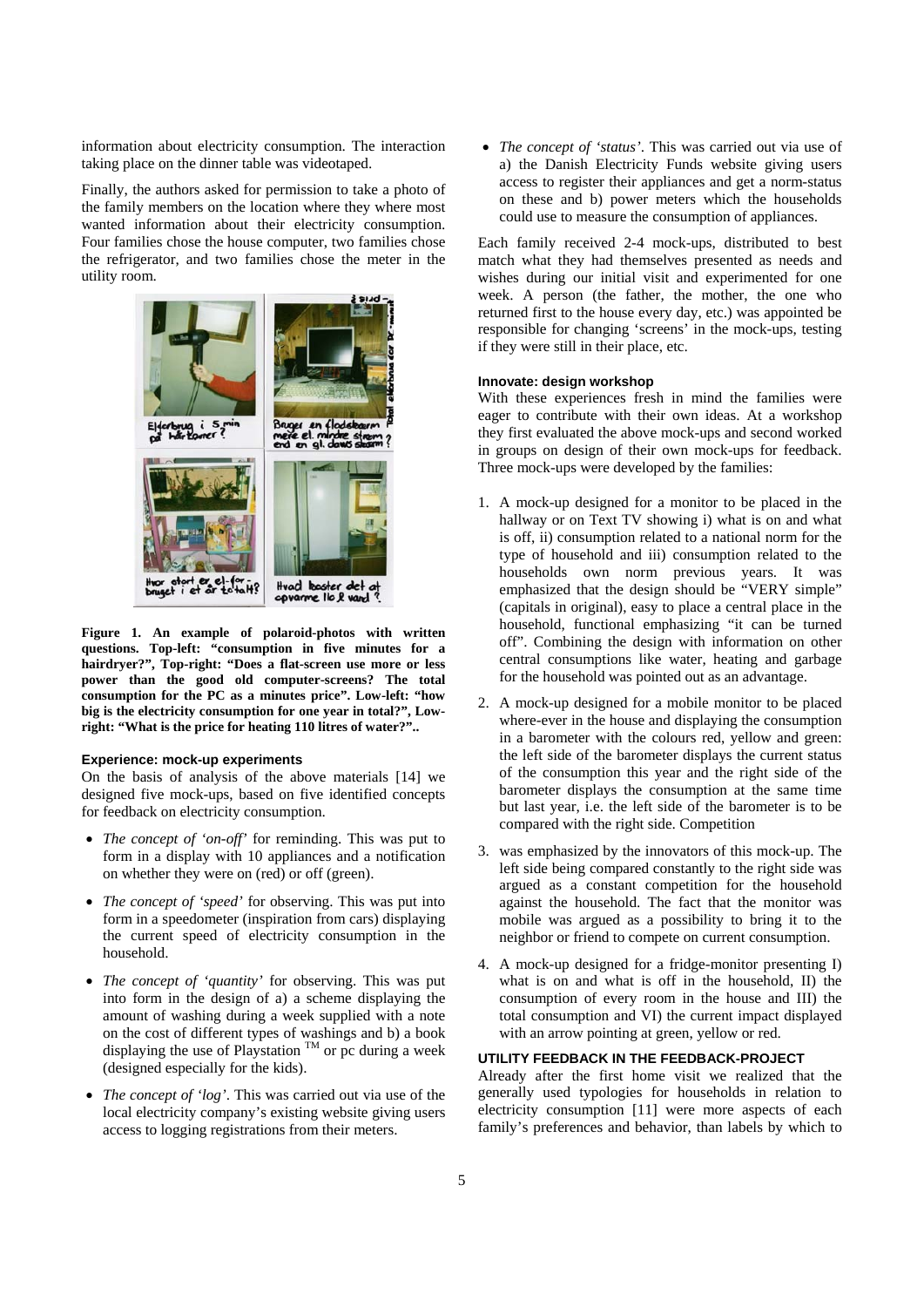information about electricity consumption. The interaction taking place on the dinner table was videotaped.

Finally, the authors asked for permission to take a photo of the family members on the location where they where most wanted information about their electricity consumption. Four families chose the house computer, two families chose the refrigerator, and two families chose the meter in the utility room.

**Figure 1. An example of polaroid-photos with written questions. Top-left: "consumption in five minutes for a hairdryer?", Top-right: "Does a flat-screen use more or less power than the good old computer-screens? The total consumption for the PC as a minutes price". Low-left: "how big is the electricity consumption for one year in total?", Low-right: "What is the price for heating 110 litres of water?"..**

### Experience: mock-up experiments

On the basis of analysis of the above materials [14] we designed five mock-ups, based on five identified concepts for feedback on electricity consumption.

- *The concept of 'on-off'* for reminding. This was put to form in a display with 10 appliances and a notification on whether they were on (red) or off (green).
- *The concept of 'speed'* for observing. This was put into form in a speedometer (inspiration from cars) displaying the current speed of electricity consumption in the household.
- *The concept of 'quantity'* for observing. This was put into form in the design of a) a scheme displaying the amount of washing during a week supplied with a note on the cost of different types of washings and b) a book displaying the use of Playstation ™ or pc during a week (designed especially for the kids).
- *The concept of 'log'*. This was carried out via use of the local electricity company's existing website giving users access to logging registrations from their meters.
- *The concept of 'status'*. This was carried out via use of a) the Danish Electricity Funds website giving users access to register their appliances and get a norm-status on these and b) power meters which the households could use to measure the consumption of appliances.

Each family received 2-4 mock-ups, distributed to best match what they had themselves presented as needs and wishes during our initial visit and experimented for one week. A person (the father, the mother, the one who returned first to the house every day, etc.) was appointed be responsible for changing 'screens' in the mock-ups, testing if they were still in their place, etc.

### Innovate: design workshop

With these experiences fresh in mind the families were eager to contribute with their own ideas. At a workshop they first evaluated the above mock-ups and second worked in groups on design of their own mock-ups for feedback. Three mock-ups were developed by the families:

1. A mock-up designed for a monitor to be placed in the hallway or on Text TV showing i) what is on and what is off, ii) consumption related to a national norm for the type of household and iii) consumption related to the households own norm previous years. It was emphasized that the design should be "VERY simple" (capitals in original), easy to place a central place in the household, functional emphasizing "it can be turned off". Combining the design with information on other central consumptions like water, heating and garbage for the household was pointed out as an advantage.
2. A mock-up designed for a mobile monitor to be placed where-ever in the house and displaying the consumption in a barometer with the colours red, yellow and green: the left side of the barometer displays the current status of the consumption this year and the right side of the barometer displays the consumption at the same time but last year, i.e. the left side of the barometer is to be compared with the right side. Competition
3. was emphasized by the innovators of this mock-up. The left side being compared constantly to the right side was argued as a constant competition for the household against the household. The fact that the monitor was mobile was argued as a possibility to bring it to the neighbor or friend to compete on current consumption.
4. A mock-up designed for a fridge-monitor presenting I) what is on and what is off in the household, II) the consumption of every room in the house and III) the total consumption and VI) the current impact displayed with an arrow pointing at green, yellow or red.

## UTILITY FEEDBACK IN THE FEEDBACK-PROJECT

Already after the first home visit we realized that the generally used typologies for households in relation to electricity consumption [11] were more aspects of each family's preferences and behavior, than labels by which to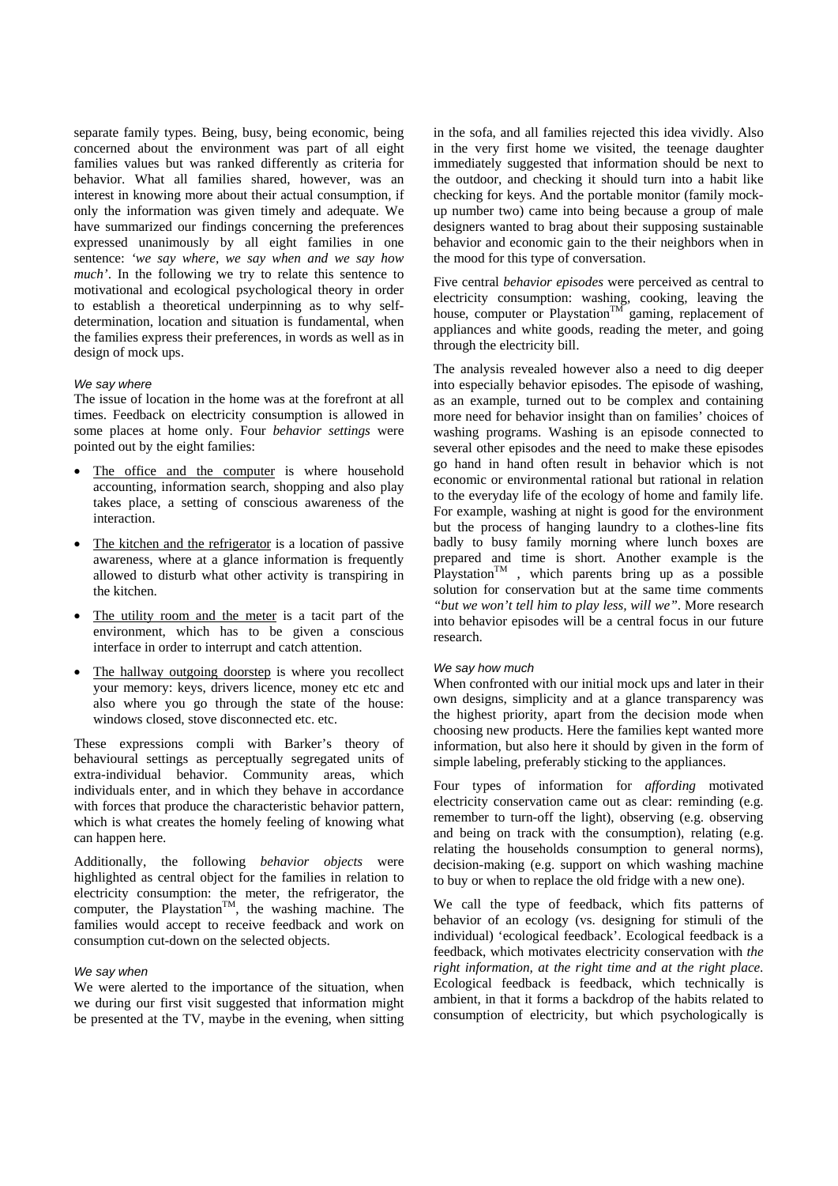separate family types. Being, busy, being economic, being concerned about the environment was part of all eight families values but was ranked differently as criteria for behavior. What all families shared, however, was an interest in knowing more about their actual consumption, if only the information was given timely and adequate. We have summarized our findings concerning the preferences expressed unanimously by all eight families in one sentence: *'we say where, we say when and we say how much'*. In the following we try to relate this sentence to motivational and ecological psychological theory in order to establish a theoretical underpinning as to why self-determination, location and situation is fundamental, when the families express their preferences, in words as well as in design of mock ups.

### *We say where*

The issue of location in the home was at the forefront at all times. Feedback on electricity consumption is allowed in some places at home only. Four *behavior settings* were pointed out by the eight families:

- The office and the computer is where household accounting, information search, shopping and also play takes place, a setting of conscious awareness of the interaction.
- The kitchen and the refrigerator is a location of passive awareness, where at a glance information is frequently allowed to disturb what other activity is transpiring in the kitchen.
- The utility room and the meter is a tacit part of the environment, which has to be given a conscious interface in order to interrupt and catch attention.
- The hallway outgoing doorstep is where you recollect your memory: keys, drivers licence, money etc etc and also where you go through the state of the house: windows closed, stove disconnected etc. etc.

These expressions compli with Barker's theory of behavioural settings as perceptually segregated units of extra-individual behavior. Community areas, which individuals enter, and in which they behave in accordance with forces that produce the characteristic behavior pattern, which is what creates the homely feeling of knowing what can happen here.

Additionally, the following *behavior objects* were highlighted as central object for the families in relation to electricity consumption: the meter, the refrigerator, the computer, the Playstation$^{TM}$, the washing machine. The families would accept to receive feedback and work on consumption cut-down on the selected objects.

### *We say when*

We were alerted to the importance of the situation, when we during our first visit suggested that information might be presented at the TV, maybe in the evening, when sitting in the sofa, and all families rejected this idea vividly. Also in the very first home we visited, the teenage daughter immediately suggested that information should be next to the outdoor, and checking it should turn into a habit like checking for keys. And the portable monitor (family mock-up number two) came into being because a group of male designers wanted to brag about their supposing sustainable behavior and economic gain to the their neighbors when in the mood for this type of conversation.

Five central *behavior episodes* were perceived as central to electricity consumption: washing, cooking, leaving the house, computer or Playstation$^{TM}$ gaming, replacement of appliances and white goods, reading the meter, and going through the electricity bill.

The analysis revealed however also a need to dig deeper into especially behavior episodes. The episode of washing, as an example, turned out to be complex and containing more need for behavior insight than on families' choices of washing programs. Washing is an episode connected to several other episodes and the need to make these episodes go hand in hand often result in behavior which is not economic or environmental rational but rational in relation to the everyday life of the ecology of home and family life. For example, washing at night is good for the environment but the process of hanging laundry to a clothes-line fits badly to busy family morning where lunch boxes are prepared and time is short. Another example is the Playstation$^{TM}$ , which parents bring up as a possible solution for conservation but at the same time comments *"but we won't tell him to play less, will we"*. More research into behavior episodes will be a central focus in our future research.

### *We say how much*

When confronted with our initial mock ups and later in their own designs, simplicity and at a glance transparency was the highest priority, apart from the decision mode when choosing new products. Here the families kept wanted more information, but also here it should by given in the form of simple labeling, preferably sticking to the appliances.

Four types of information for *affording* motivated electricity conservation came out as clear: reminding (e.g. remember to turn-off the light), observing (e.g. observing and being on track with the consumption), relating (e.g. relating the households consumption to general norms), decision-making (e.g. support on which washing machine to buy or when to replace the old fridge with a new one).

We call the type of feedback, which fits patterns of behavior of an ecology (vs. designing for stimuli of the individual) 'ecological feedback'. Ecological feedback is a feedback, which motivates electricity conservation with *the right information, at the right time and at the right place.* Ecological feedback is feedback, which technically is ambient, in that it forms a backdrop of the habits related to consumption of electricity, but which psychologically is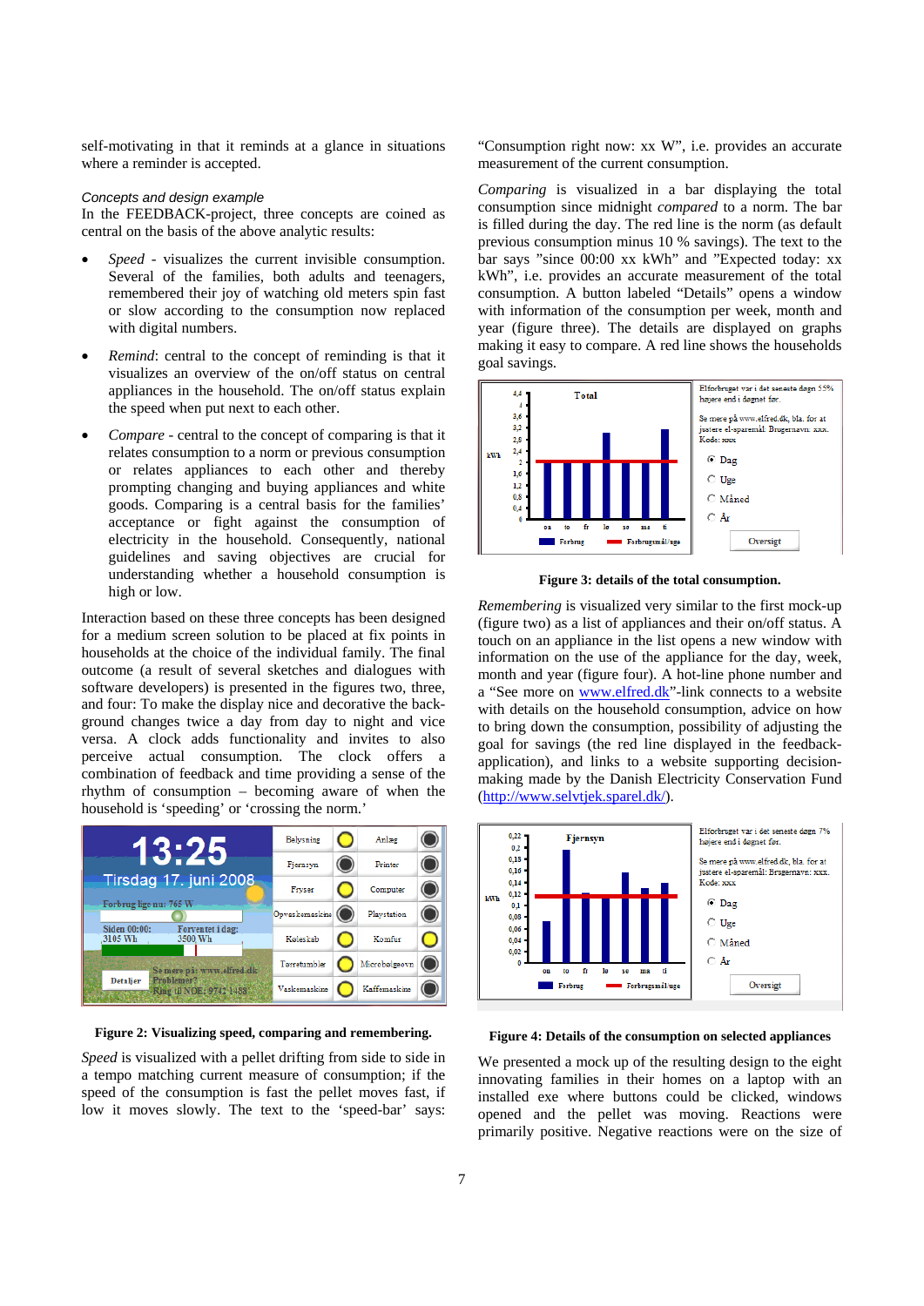self-motivating in that it reminds at a glance in situations where a reminder is accepted.

*Concepts and design example*

In the FEEDBACK-project, three concepts are coined as central on the basis of the above analytic results:

- *Speed* - visualizes the current invisible consumption. Several of the families, both adults and teenagers, remembered their joy of watching old meters spin fast or slow according to the consumption now replaced with digital numbers.
- *Remind*: central to the concept of reminding is that it visualizes an overview of the on/off status on central appliances in the household. The on/off status explain the speed when put next to each other.
- *Compare* - central to the concept of comparing is that it relates consumption to a norm or previous consumption or relates appliances to each other and thereby prompting changing and buying appliances and white goods. Comparing is a central basis for the families' acceptance or fight against the consumption of electricity in the household. Consequently, national guidelines and saving objectives are crucial for understanding whether a household consumption is high or low.

Interaction based on these three concepts has been designed for a medium screen solution to be placed at fix points in households at the choice of the individual family. The final outcome (a result of several sketches and dialogues with software developers) is presented in the figures two, three, and four: To make the display nice and decorative the back-ground changes twice a day from day to night and vice versa. A clock adds functionality and invites to also perceive actual consumption. The clock offers a combination of feedback and time providing a sense of the rhythm of consumption – becoming aware of when the household is 'speeding' or 'crossing the norm.'

**Figure 2: Visualizing speed, comparing and remembering.**

*Speed* is visualized with a pellet drifting from side to side in a tempo matching current measure of consumption; if the speed of the consumption is fast the pellet moves fast, if low it moves slowly. The text to the 'speed-bar' says: "Consumption right now: xx W", i.e. provides an accurate measurement of the current consumption.

*Comparing* is visualized in a bar displaying the total consumption since midnight *compared* to a norm. The bar is filled during the day. The red line is the norm (as default previous consumption minus 10 % savings). The text to the bar says "since 00:00 xx kWh" and "Expected today: xx kWh", i.e. provides an accurate measurement of the total consumption. A button labeled "Details" opens a window with information of the consumption per week, month and year (figure three). The details are displayed on graphs making it easy to compare. A red line shows the households goal savings.

**Figure 3: details of the total consumption.**

*Remembering* is visualized very similar to the first mock-up (figure two) as a list of appliances and their on/off status. A touch on an appliance in the list opens a new window with information on the use of the appliance for the day, week, month and year (figure four). A hot-line phone number and a "See more on www.elfred.dk"-link connects to a website with details on the household consumption, advice on how to bring down the consumption, possibility of adjusting the goal for savings (the red line displayed in the feedback-application), and links to a website supporting decision-making made by the Danish Electricity Conservation Fund (http://www.selvtjek.sparel.dk/).

**Figure 4: Details of the consumption on selected appliances**

We presented a mock up of the resulting design to the eight innovating families in their homes on a laptop with an installed exe where buttons could be clicked, windows opened and the pellet was moving. Reactions were primarily positive. Negative reactions were on the size of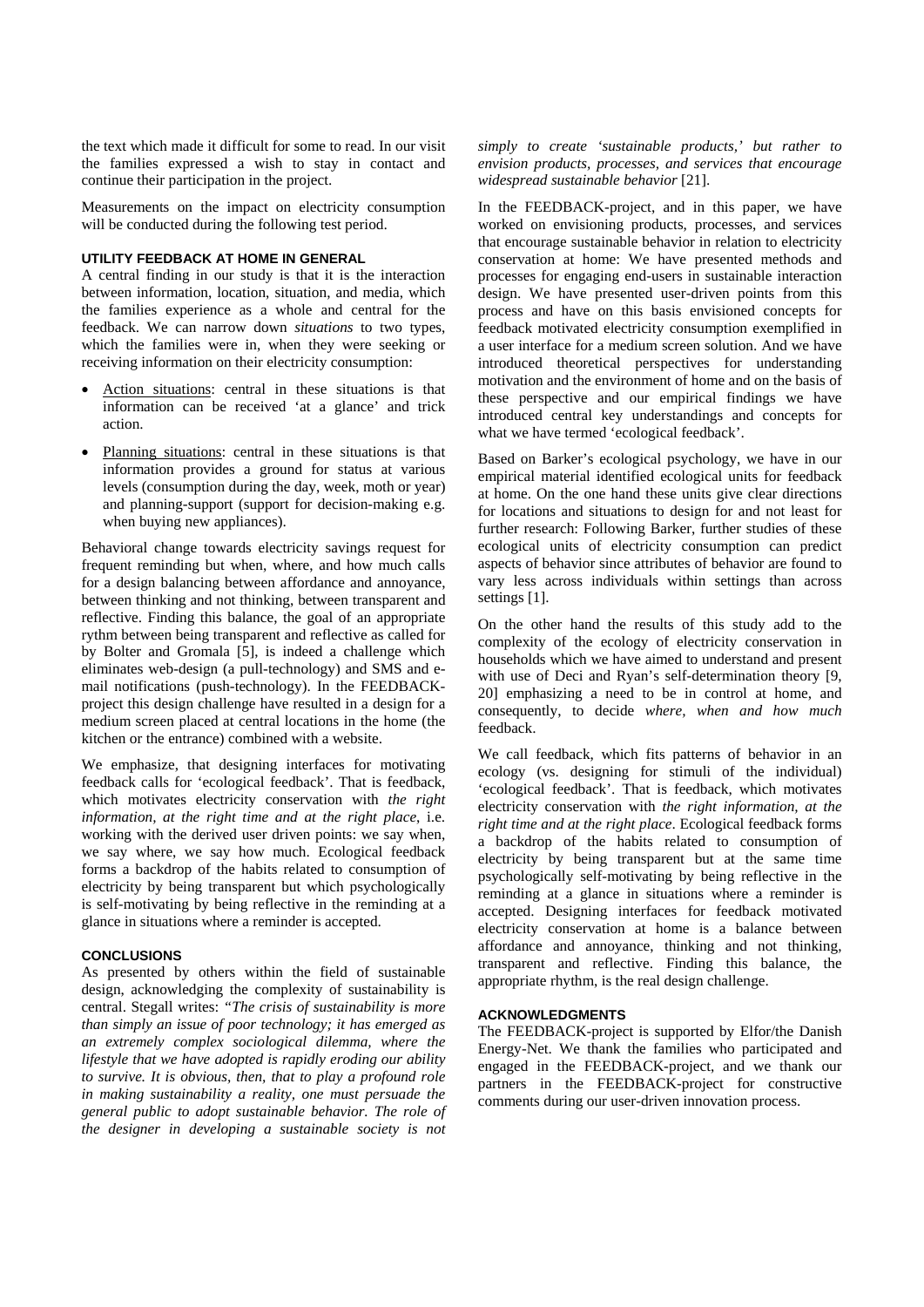the text which made it difficult for some to read. In our visit the families expressed a wish to stay in contact and continue their participation in the project.

Measurements on the impact on electricity consumption will be conducted during the following test period.

## UTILITY FEEDBACK AT HOME IN GENERAL

A central finding in our study is that it is the interaction between information, location, situation, and media, which the families experience as a whole and central for the feedback. We can narrow down *situations* to two types, which the families were in, when they were seeking or receiving information on their electricity consumption:

- Action situations: central in these situations is that information can be received 'at a glance' and trick action.
- Planning situations: central in these situations is that information provides a ground for status at various levels (consumption during the day, week, moth or year) and planning-support (support for decision-making e.g. when buying new appliances).

Behavioral change towards electricity savings request for frequent reminding but when, where, and how much calls for a design balancing between affordance and annoyance, between thinking and not thinking, between transparent and reflective. Finding this balance, the goal of an appropriate rythm between being transparent and reflective as called for by Bolter and Gromala [5], is indeed a challenge which eliminates web-design (a pull-technology) and SMS and e-mail notifications (push-technology). In the FEEDBACK-project this design challenge have resulted in a design for a medium screen placed at central locations in the home (the kitchen or the entrance) combined with a website.

We emphasize, that designing interfaces for motivating feedback calls for 'ecological feedback'. That is feedback, which motivates electricity conservation with *the right information, at the right time and at the right place*, i.e. working with the derived user driven points: we say when, we say where, we say how much. Ecological feedback forms a backdrop of the habits related to consumption of electricity by being transparent but which psychologically is self-motivating by being reflective in the reminding at a glance in situations where a reminder is accepted.

## CONCLUSIONS

As presented by others within the field of sustainable design, acknowledging the complexity of sustainability is central. Stegall writes: *"The crisis of sustainability is more than simply an issue of poor technology; it has emerged as an extremely complex sociological dilemma, where the lifestyle that we have adopted is rapidly eroding our ability to survive. It is obvious, then, that to play a profound role in making sustainability a reality, one must persuade the general public to adopt sustainable behavior. The role of the designer in developing a sustainable society is not simply to create 'sustainable products,' but rather to envision products, processes, and services that encourage widespread sustainable behavior* [21].

In the FEEDBACK-project, and in this paper, we have worked on envisioning products, processes, and services that encourage sustainable behavior in relation to electricity conservation at home: We have presented methods and processes for engaging end-users in sustainable interaction design. We have presented user-driven points from this process and have on this basis envisioned concepts for feedback motivated electricity consumption exemplified in a user interface for a medium screen solution. And we have introduced theoretical perspectives for understanding motivation and the environment of home and on the basis of these perspective and our empirical findings we have introduced central key understandings and concepts for what we have termed 'ecological feedback'.

Based on Barker's ecological psychology, we have in our empirical material identified ecological units for feedback at home. On the one hand these units give clear directions for locations and situations to design for and not least for further research: Following Barker, further studies of these ecological units of electricity consumption can predict aspects of behavior since attributes of behavior are found to vary less across individuals within settings than across settings [1].

On the other hand the results of this study add to the complexity of the ecology of electricity conservation in households which we have aimed to understand and present with use of Deci and Ryan's self-determination theory [9, 20] emphasizing a need to be in control at home, and consequently, to decide *where, when and how much* feedback.

We call feedback, which fits patterns of behavior in an ecology (vs. designing for stimuli of the individual) 'ecological feedback'. That is feedback, which motivates electricity conservation with *the right information, at the right time and at the right place*. Ecological feedback forms a backdrop of the habits related to consumption of electricity by being transparent but at the same time psychologically self-motivating by being reflective in the reminding at a glance in situations where a reminder is accepted. Designing interfaces for feedback motivated electricity conservation at home is a balance between affordance and annoyance, thinking and not thinking, transparent and reflective. Finding this balance, the appropriate rhythm, is the real design challenge.

## ACKNOWLEDGMENTS

The FEEDBACK-project is supported by Elfor/the Danish Energy-Net. We thank the families who participated and engaged in the FEEDBACK-project, and we thank our partners in the FEEDBACK-project for constructive comments during our user-driven innovation process.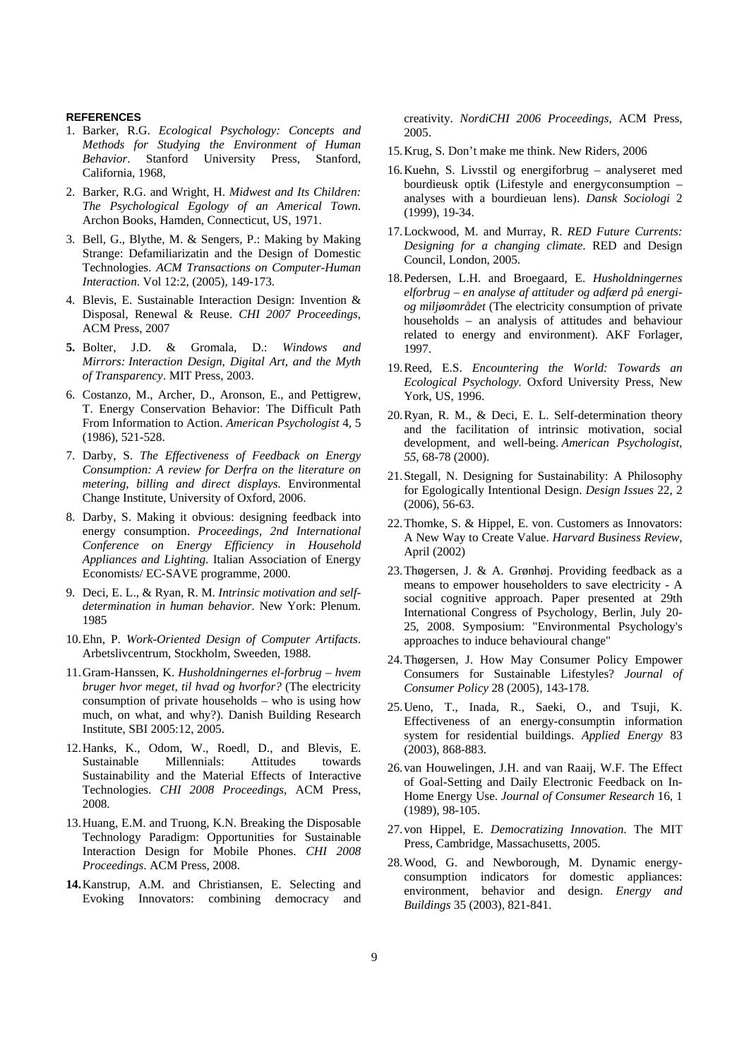## REFERENCES

1. Barker, R.G. *Ecological Psychology: Concepts and Methods for Studying the Environment of Human Behavior*. Stanford University Press, Stanford, California, 1968,
2. Barker, R.G. and Wright, H. *Midwest and Its Children: The Psychological Egology of an Americal Town*. Archon Books, Hamden, Connecticut, US, 1971.
3. Bell, G., Blythe, M. & Sengers, P.: Making by Making Strange: Defamiliarizatin and the Design of Domestic Technologies. *ACM Transactions on Computer-Human Interaction*. Vol 12:2, (2005), 149-173.
4. Blevis, E. Sustainable Interaction Design: Invention & Disposal, Renewal & Reuse. *CHI 2007 Proceedings*, ACM Press, 2007
5. Bolter, J.D. & Gromala, D.: *Windows and Mirrors: Interaction Design, Digital Art, and the Myth of Transparency*. MIT Press, 2003.
6. Costanzo, M., Archer, D., Aronson, E., and Pettigrew, T. Energy Conservation Behavior: The Difficult Path From Information to Action. *American Psychologist* 4, 5 (1986), 521-528.
7. Darby, S. *The Effectiveness of Feedback on Energy Consumption: A review for Derfra on the literature on metering, billing and direct displays*. Environmental Change Institute, University of Oxford, 2006.
8. Darby, S. Making it obvious: designing feedback into energy consumption. *Proceedings, 2nd International Conference on Energy Efficiency in Household Appliances and Lighting*. Italian Association of Energy Economists/ EC-SAVE programme, 2000.
9. Deci, E. L., & Ryan, R. M. *Intrinsic motivation and self-determination in human behavior*. New York: Plenum. 1985
10. Ehn, P. *Work-Oriented Design of Computer Artifacts*. Arbetslivcentrum, Stockholm, Sweeden, 1988.
11. Gram-Hanssen, K. *Husholdningernes el-forbrug – hvem bruger hvor meget, til hvad og hvorfor?* (The electricity consumption of private households – who is using how much, on what, and why?). Danish Building Research Institute, SBI 2005:12, 2005.
12. Hanks, K., Odom, W., Roedl, D., and Blevis, E. Sustainable Millennials: Attitudes towards Sustainability and the Material Effects of Interactive Technologies. *CHI 2008 Proceedings*, ACM Press, 2008.
13. Huang, E.M. and Truong, K.N. Breaking the Disposable Technology Paradigm: Opportunities for Sustainable Interaction Design for Mobile Phones. *CHI 2008 Proceedings*. ACM Press, 2008.
14. Kanstrup, A.M. and Christiansen, E. Selecting and Evoking Innovators: combining democracy and creativity. *NordiCHI 2006 Proceedings*, ACM Press, 2005.
15. Krug, S. Don't make me think. New Riders, 2006
16. Kuehn, S. Livsstil og energiforbrug – analyseret med bourdieusk optik (Lifestyle and energyconsumption – analyses with a bourdieuan lens). *Dansk Sociologi* 2 (1999), 19-34.
17. Lockwood, M. and Murray, R. *RED Future Currents: Designing for a changing climate*. RED and Design Council, London, 2005.
18. Pedersen, L.H. and Broegaard, E. *Husholdningernes elforbrug – en analyse af attituder og adfærd på energi- og miljøområdet* (The electricity consumption of private households – an analysis of attitudes and behaviour related to energy and environment). AKF Forlager, 1997.
19. Reed, E.S. *Encountering the World: Towards an Ecological Psychology*. Oxford University Press, New York, US, 1996.
20. Ryan, R. M., & Deci, E. L. Self-determination theory and the facilitation of intrinsic motivation, social development, and well-being. *American Psychologist, 55*, 68-78 (2000).
21. Stegall, N. Designing for Sustainability: A Philosophy for Egologically Intentional Design. *Design Issues* 22, 2 (2006), 56-63.
22. Thomke, S. & Hippel, E. von. Customers as Innovators: A New Way to Create Value. *Harvard Business Review*, April (2002)
23. Thøgersen, J. & A. Grønhøj. Providing feedback as a means to empower householders to save electricity - A social cognitive approach. Paper presented at 29th International Congress of Psychology, Berlin, July 20-25, 2008. Symposium: "Environmental Psychology's approaches to induce behavioural change"
24. Thøgersen, J. How May Consumer Policy Empower Consumers for Sustainable Lifestyles? *Journal of Consumer Policy* 28 (2005), 143-178.
25. Ueno, T., Inada, R., Saeki, O., and Tsuji, K. Effectiveness of an energy-consumptin information system for residential buildings. *Applied Energy* 83 (2003), 868-883.
26. van Houwelingen, J.H. and van Raaij, W.F. The Effect of Goal-Setting and Daily Electronic Feedback on In-Home Energy Use. *Journal of Consumer Research* 16, 1 (1989), 98-105.
27. von Hippel, E. *Democratizing Innovation*. The MIT Press, Cambridge, Massachusetts, 2005.
28. Wood, G. and Newborough, M. Dynamic energy-consumption indicators for domestic appliances: environment, behavior and design. *Energy and Buildings* 35 (2003), 821-841.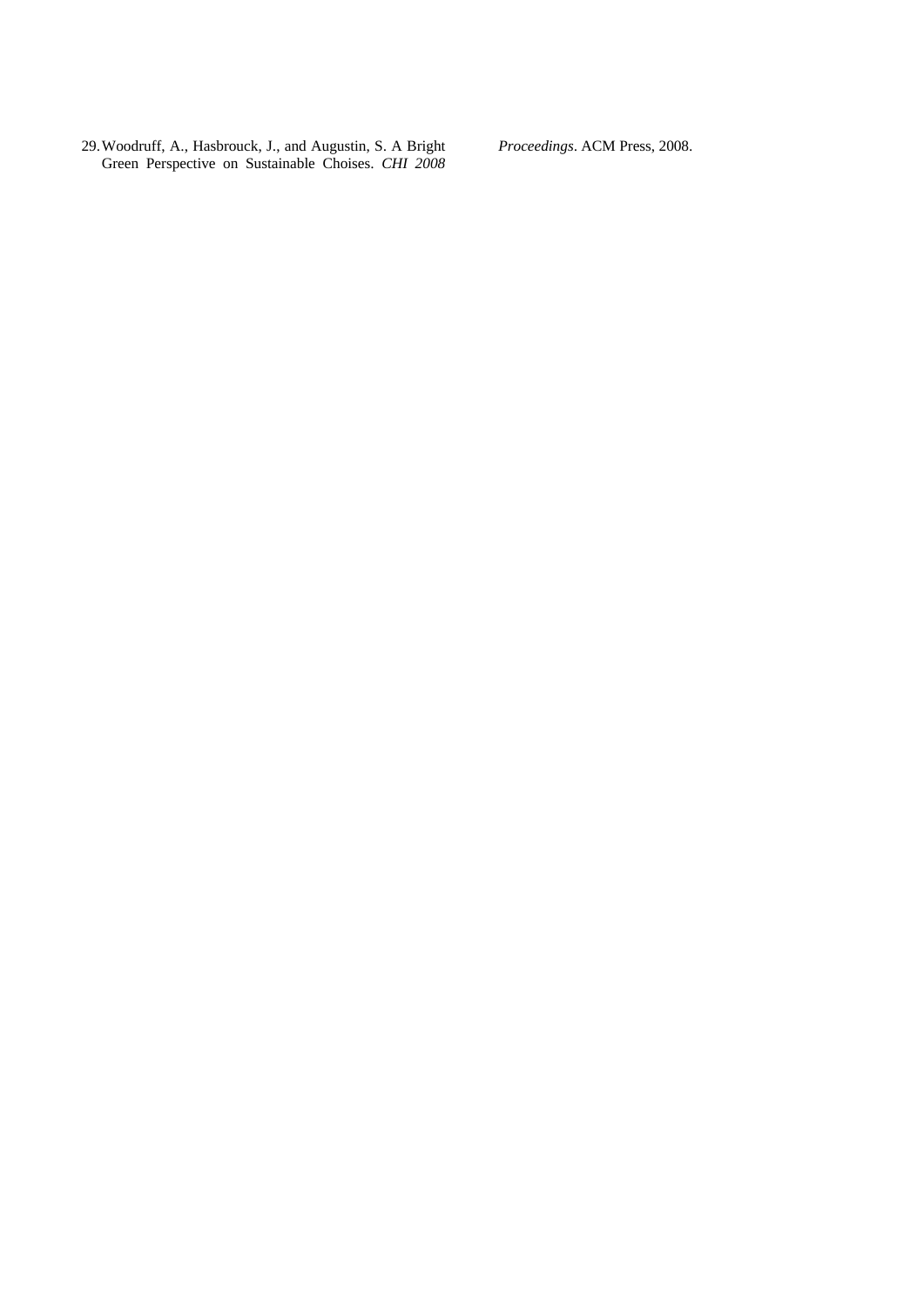29. Woodruff, A., Hasbrouck, J., and Augustin, S. A Bright Green Perspective on Sustainable Choises. *CHI 2008 Proceedings*. ACM Press, 2008.